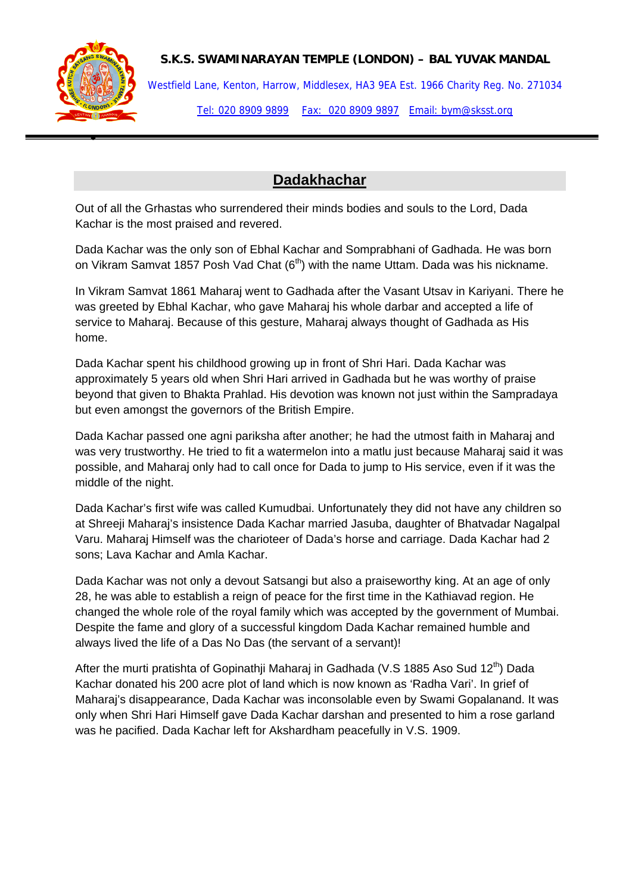**S.K.S. SWAMINARAYAN TEMPLE (LONDON) – BAL YUVAK MANDAL**

Westfield Lane, Kenton, Harrow, Middlesex, HA3 9EA Est. 1966 Charity Reg. No. 271034

Tel: 020 8909 9899 Fax: 020 8909 9897 Email: bym@sksst.org

## Dadakhachar

Out of all the Grhastas who surrendered their minds bodies and souls to the Lord, Dada Kachar is the most praised and revered.

Dada Kachar was the only son of Ebhal Kachar and Somprabhani of Gadhada. He was born on Vikram Samvat 1857 Posh Vad Chat (6th) with the name Uttam. Dada was his nickname.

In Vikram Samvat 1861 Maharaj went to Gadhada after the Vasant Utsav in Kariyani. There he was greeted by Ebhal Kachar, who gave Maharaj his whole darbar and accepted a life of service to Maharaj. Because of this gesture, Maharaj always thought of Gadhada as His home.

Dada Kachar spent his childhood growing up in front of Shri Hari. Dada Kachar was approximately 5 years old when Shri Hari arrived in Gadhada but he was worthy of praise beyond that given to Bhakta Prahlad. His devotion was known not just within the Sampradaya but even amongst the governors of the British Empire.

Dada Kachar passed one agni pariksha after another; he had the utmost faith in Maharaj and was very trustworthy. He tried to fit a watermelon into a matlu just because Maharaj said it was possible, and Maharaj only had to call once for Dada to jump to His service, even if it was the middle of the night.

Dada Kachar's first wife was called Kumudbai. Unfortunately they did not have any children so at Shreeji Maharaj's insistence Dada Kachar married Jasuba, daughter of Bhatvadar Nagalpal Varu. Maharaj Himself was the charioteer of Dada's horse and carriage. Dada Kachar had 2 sons; Lava Kachar and Amla Kachar.

Dada Kachar was not only a devout Satsangi but also a praiseworthy king. At an age of only 28, he was able to establish a reign of peace for the first time in the Kathiavad region. He changed the whole role of the royal family which was accepted by the government of Mumbai. Despite the fame and glory of a successful kingdom Dada Kachar remained humble and always lived the life of a Das No Das (the servant of a servant)!

After the murti pratishta of Gopinathji Maharaj in Gadhada (V.S 1885 Aso Sud 12th) Dada Kachar donated his 200 acre plot of land which is now known as 'Radha Vari'. In grief of Maharaj's disappearance, Dada Kachar was inconsolable even by Swami Gopalanand. It was only when Shri Hari Himself gave Dada Kachar darshan and presented to him a rose garland was he pacified. Dada Kachar left for Akshardham peacefully in V.S. 1909.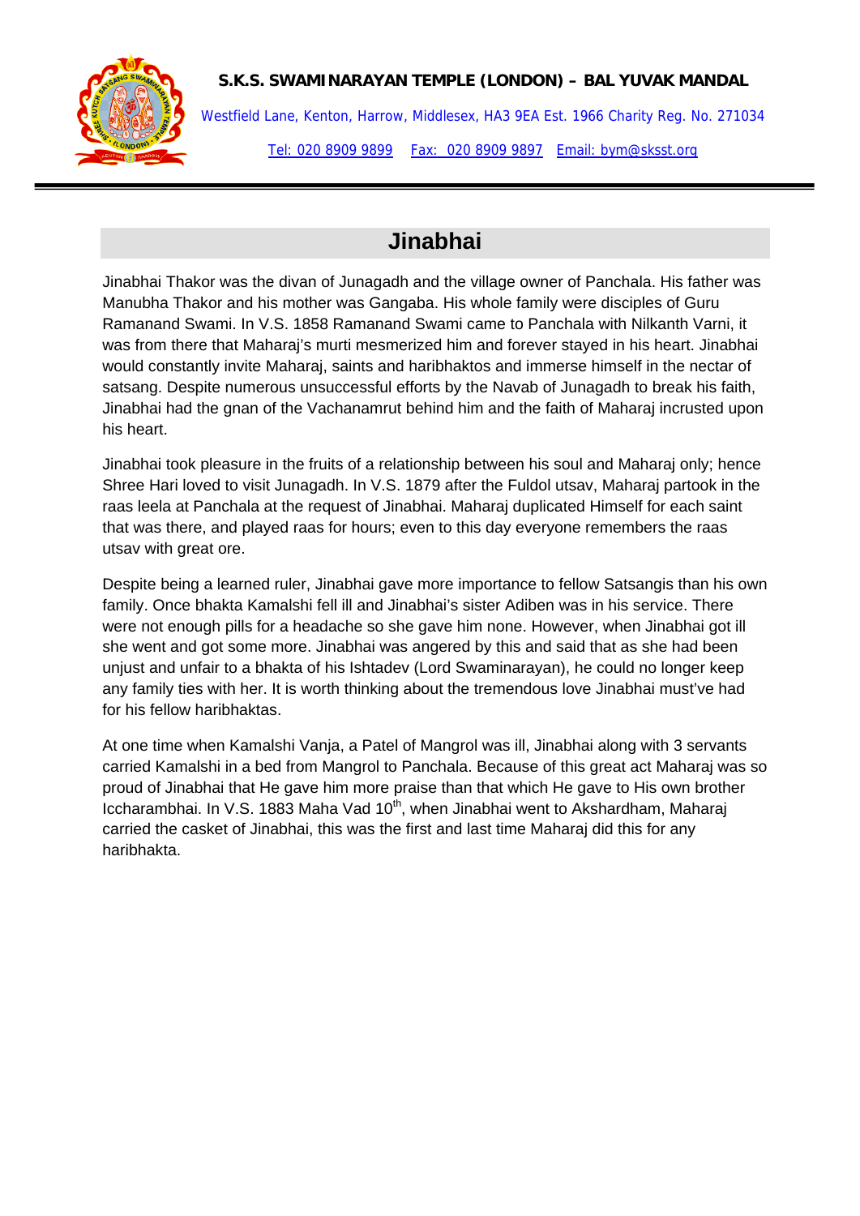**S.K.S. SWAMINARAYAN TEMPLE (LONDON) – BAL YUVAK MANDAL**

Westfield Lane, Kenton, Harrow, Middlesex, HA3 9EA Est. 1966 Charity Reg. No. 271034

Tel: 020 8909 9899 Fax: 020 8909 9897 Email: bym@sksst.org

# Jinabhai

Jinabhai Thakor was the divan of Junagadh and the village owner of Panchala. His father was Manubha Thakor and his mother was Gangaba. His whole family were disciples of Guru Ramanand Swami. In V.S. 1858 Ramanand Swami came to Panchala with Nilkanth Varni, it was from there that Maharaj's murti mesmerized him and forever stayed in his heart. Jinabhai would constantly invite Maharaj, saints and haribhaktos and immerse himself in the nectar of satsang. Despite numerous unsuccessful efforts by the Navab of Junagadh to break his faith, Jinabhai had the gnan of the Vachanamrut behind him and the faith of Maharaj incrusted upon his heart.

Jinabhai took pleasure in the fruits of a relationship between his soul and Maharaj only; hence Shree Hari loved to visit Junagadh. In V.S. 1879 after the Fuldol utsav, Maharaj partook in the raas leela at Panchala at the request of Jinabhai. Maharaj duplicated Himself for each saint that was there, and played raas for hours; even to this day everyone remembers the raas utsav with great ore.

Despite being a learned ruler, Jinabhai gave more importance to fellow Satsangis than his own family. Once bhakta Kamalshi fell ill and Jinabhai's sister Adiben was in his service. There were not enough pills for a headache so she gave him none. However, when Jinabhai got ill she went and got some more. Jinabhai was angered by this and said that as she had been unjust and unfair to a bhakta of his Ishtadev (Lord Swaminarayan), he could no longer keep any family ties with her. It is worth thinking about the tremendous love Jinabhai must've had for his fellow haribhaktas.

At one time when Kamalshi Vanja, a Patel of Mangrol was ill, Jinabhai along with 3 servants carried Kamalshi in a bed from Mangrol to Panchala. Because of this great act Maharaj was so proud of Jinabhai that He gave him more praise than that which He gave to His own brother Iccharambhai. In V.S. 1883 Maha Vad 10th, when Jinabhai went to Akshardham, Maharaj carried the casket of Jinabhai, this was the first and last time Maharaj did this for any haribhakta.